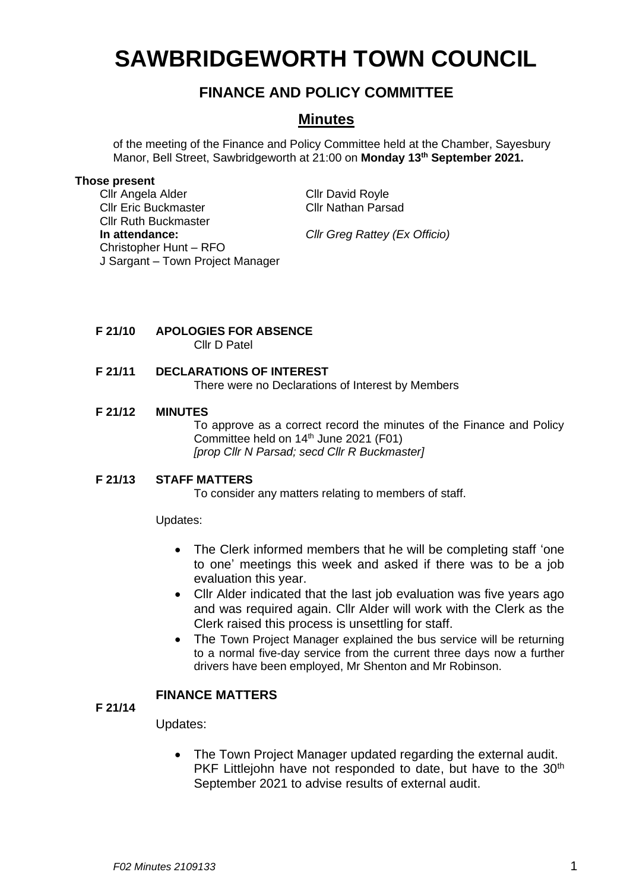# SAWBRIDGEWORTH TOWN COUNCIL

## FINANCE AND POLICY COMMITTEE

## Minutes

of the meeting of the Finance and Policy Committee held at the Chamber, Sayesbury Manor, Bell Street, Sawbridgeworth at 21:00 on **Monday 13th September 2021.**

**Those present**

Cllr Angela Alder
Cllr Eric Buckmaster
Cllr Ruth Buckmaster
Cllr David Royle
Cllr Nathan Parsad

**In attendance:**
Christopher Hunt – RFO
J Sargant – Town Project Manager
*Cllr Greg Rattey (Ex Officio)*

**F 21/10 APOLOGIES FOR ABSENCE**

Cllr D Patel

**F 21/11 DECLARATIONS OF INTEREST**

There were no Declarations of Interest by Members

**F 21/12 MINUTES**

To approve as a correct record the minutes of the Finance and Policy Committee held on 14th June 2021 (F01)
*[prop Cllr N Parsad; secd Cllr R Buckmaster]*

**F 21/13 STAFF MATTERS**

To consider any matters relating to members of staff.

Updates:

- The Clerk informed members that he will be completing staff 'one to one' meetings this week and asked if there was to be a job evaluation this year.
- Cllr Alder indicated that the last job evaluation was five years ago and was required again. Cllr Alder will work with the Clerk as the Clerk raised this process is unsettling for staff.
- The Town Project Manager explained the bus service will be returning to a normal five-day service from the current three days now a further drivers have been employed, Mr Shenton and Mr Robinson.

**F 21/14 FINANCE MATTERS**

Updates:

- The Town Project Manager updated regarding the external audit. PKF Littlejohn have not responded to date, but have to the 30th September 2021 to advise results of external audit.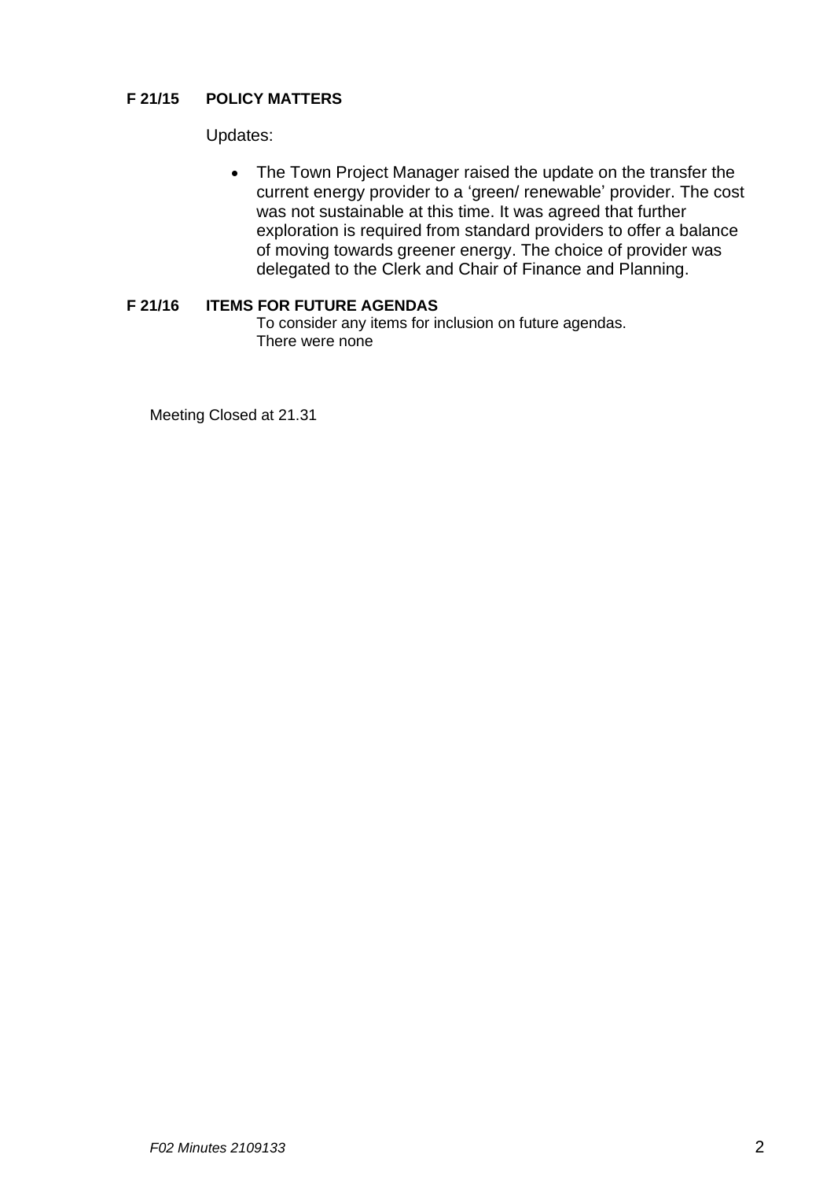**F 21/15 POLICY MATTERS**

Updates:

- The Town Project Manager raised the update on the transfer the current energy provider to a 'green/ renewable' provider. The cost was not sustainable at this time. It was agreed that further exploration is required from standard providers to offer a balance of moving towards greener energy. The choice of provider was delegated to the Clerk and Chair of Finance and Planning.

**F 21/16 ITEMS FOR FUTURE AGENDAS**

To consider any items for inclusion on future agendas.
There were none

Meeting Closed at 21.31